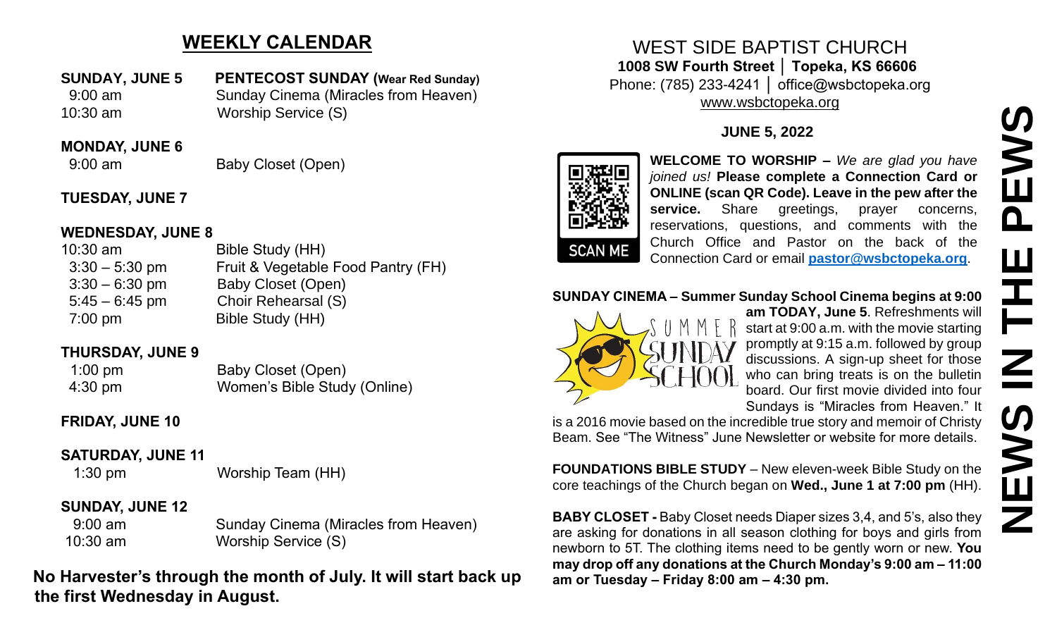## WEEKLY CALENDAR

**SUNDAY, JUNE 5** — **PENTECOST SUNDAY (Wear Red Sunday)**

| | |
|---|---|
| 9:00 am | Sunday Cinema (Miracles from Heaven) |
| 10:30 am | Worship Service (S) |

**MONDAY, JUNE 6**

| | |
|---|---|
| 9:00 am | Baby Closet (Open) |

**TUESDAY, JUNE 7**

**WEDNESDAY, JUNE 8**

| | |
|---|---|
| 10:30 am | Bible Study (HH) |
| 3:30 – 5:30 pm | Fruit & Vegetable Food Pantry (FH) |
| 3:30 – 6:30 pm | Baby Closet (Open) |
| 5:45 – 6:45 pm | Choir Rehearsal (S) |
| 7:00 pm | Bible Study (HH) |

**THURSDAY, JUNE 9**

| | |
|---|---|
| 1:00 pm | Baby Closet (Open) |
| 4:30 pm | Women's Bible Study (Online) |

**FRIDAY, JUNE 10**

**SATURDAY, JUNE 11**

| | |
|---|---|
| 1:30 pm | Worship Team (HH) |

**SUNDAY, JUNE 12**

| | |
|---|---|
| 9:00 am | Sunday Cinema (Miracles from Heaven) |
| 10:30 am | Worship Service (S) |

**No Harvester's through the month of July. It will start back up the first Wednesday in August.**

# WEST SIDE BAPTIST CHURCH

**1008 SW Fourth Street │ Topeka, KS 66606**

Phone: (785) 233-4241 │ office@wsbctopeka.org

www.wsbctopeka.org

**JUNE 5, 2022**

# NEWS IN THE PEWS

SCAN ME

**WELCOME TO WORSHIP –** *We are glad you have joined us!* **Please complete a Connection Card or ONLINE (scan QR Code). Leave in the pew after the service.** Share greetings, prayer concerns, reservations, questions, and comments with the Church Office and Pastor on the back of the Connection Card or email **pastor@wsbctopeka.org**.

**SUNDAY CINEMA – Summer Sunday School Cinema begins at 9:00 am TODAY, June 5**. Refreshments will start at 9:00 a.m. with the movie starting promptly at 9:15 a.m. followed by group discussions. A sign-up sheet for those who can bring treats is on the bulletin board. Our first movie divided into four Sundays is "Miracles from Heaven." It is a 2016 movie based on the incredible true story and memoir of Christy Beam. See "The Witness" June Newsletter or website for more details.

**FOUNDATIONS BIBLE STUDY** – New eleven-week Bible Study on the core teachings of the Church began on **Wed., June 1 at 7:00 pm** (HH).

**BABY CLOSET -** Baby Closet needs Diaper sizes 3,4, and 5's, also they are asking for donations in all season clothing for boys and girls from newborn to 5T. The clothing items need to be gently worn or new. **You may drop off any donations at the Church Monday's 9:00 am – 11:00 am or Tuesday – Friday 8:00 am – 4:30 pm.**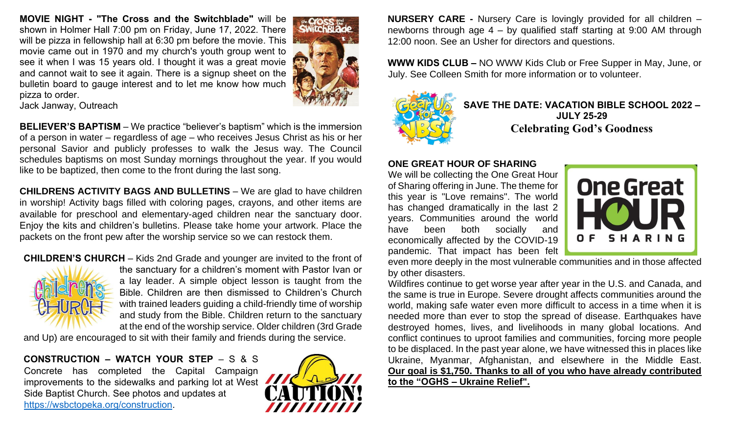**MOVIE NIGHT - "The Cross and the Switchblade"** will be shown in Holmer Hall 7:00 pm on Friday, June 17, 2022. There will be pizza in fellowship hall at 6:30 pm before the movie. This movie came out in 1970 and my church's youth group went to see it when I was 15 years old. I thought it was a great movie and cannot wait to see it again. There is a signup sheet on the bulletin board to gauge interest and to let me know how much pizza to order.
Jack Janway, Outreach

**BELIEVER'S BAPTISM** – We practice "believer's baptism" which is the immersion of a person in water – regardless of age – who receives Jesus Christ as his or her personal Savior and publicly professes to walk the Jesus way. The Council schedules baptisms on most Sunday mornings throughout the year. If you would like to be baptized, then come to the front during the last song.

**CHILDRENS ACTIVITY BAGS AND BULLETINS** – We are glad to have children in worship! Activity bags filled with coloring pages, crayons, and other items are available for preschool and elementary-aged children near the sanctuary door. Enjoy the kits and children's bulletins. Please take home your artwork. Place the packets on the front pew after the worship service so we can restock them.

**CHILDREN'S CHURCH** – Kids 2nd Grade and younger are invited to the front of the sanctuary for a children's moment with Pastor Ivan or a lay leader. A simple object lesson is taught from the Bible. Children are then dismissed to Children's Church with trained leaders guiding a child-friendly time of worship and study from the Bible. Children return to the sanctuary at the end of the worship service. Older children (3rd Grade and Up) are encouraged to sit with their family and friends during the service.

**CONSTRUCTION – WATCH YOUR STEP** – S & S Concrete has completed the Capital Campaign improvements to the sidewalks and parking lot at West Side Baptist Church. See photos and updates at https://wsbctopeka.org/construction.

**NURSERY CARE -** Nursery Care is lovingly provided for all children – newborns through age 4 – by qualified staff starting at 9:00 AM through 12:00 noon. See an Usher for directors and questions.

**WWW KIDS CLUB –** NO WWW Kids Club or Free Supper in May, June, or July. See Colleen Smith for more information or to volunteer.

**SAVE THE DATE: VACATION BIBLE SCHOOL 2022 – JULY 25-29**
**Celebrating God's Goodness**

**ONE GREAT HOUR OF SHARING**
We will be collecting the One Great Hour of Sharing offering in June. The theme for this year is "Love remains". The world has changed dramatically in the last 2 years. Communities around the world have been both socially and economically affected by the COVID-19 pandemic. That impact has been felt even more deeply in the most vulnerable communities and in those affected by other disasters.
Wildfires continue to get worse year after year in the U.S. and Canada, and the same is true in Europe. Severe drought affects communities around the world, making safe water even more difficult to access in a time when it is needed more than ever to stop the spread of disease. Earthquakes have destroyed homes, lives, and livelihoods in many global locations. And conflict continues to uproot families and communities, forcing more people to be displaced. In the past year alone, we have witnessed this in places like Ukraine, Myanmar, Afghanistan, and elsewhere in the Middle East. **Our goal is $1,750. Thanks to all of you who have already contributed to the "OGHS – Ukraine Relief".**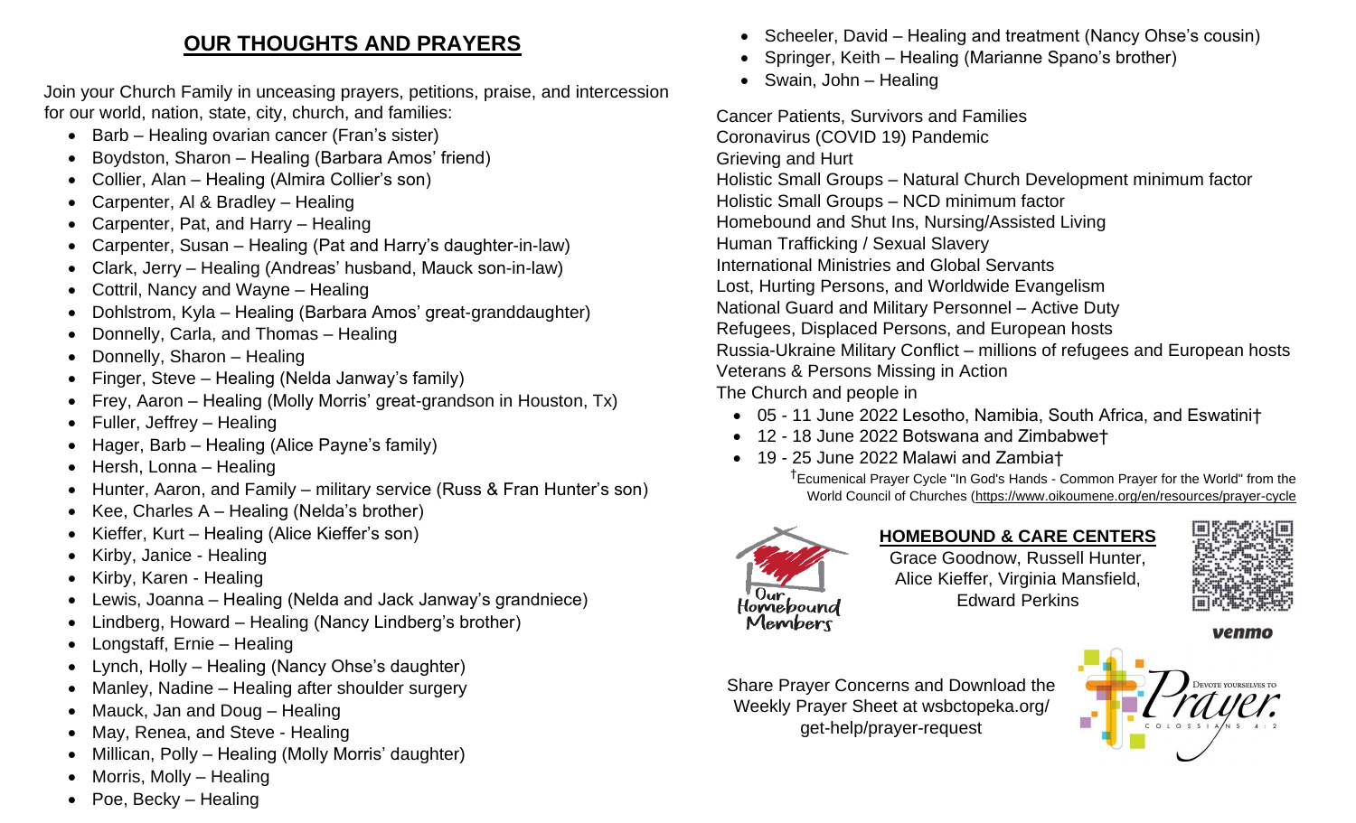## OUR THOUGHTS AND PRAYERS

Join your Church Family in unceasing prayers, petitions, praise, and intercession for our world, nation, state, city, church, and families:

- Barb – Healing ovarian cancer (Fran's sister)
- Boydston, Sharon – Healing (Barbara Amos' friend)
- Collier, Alan – Healing (Almira Collier's son)
- Carpenter, Al & Bradley – Healing
- Carpenter, Pat, and Harry – Healing
- Carpenter, Susan – Healing (Pat and Harry's daughter-in-law)
- Clark, Jerry – Healing (Andreas' husband, Mauck son-in-law)
- Cottril, Nancy and Wayne – Healing
- Dohlstrom, Kyla – Healing (Barbara Amos' great-granddaughter)
- Donnelly, Carla, and Thomas – Healing
- Donnelly, Sharon – Healing
- Finger, Steve – Healing (Nelda Janway's family)
- Frey, Aaron – Healing (Molly Morris' great-grandson in Houston, Tx)
- Fuller, Jeffrey – Healing
- Hager, Barb – Healing (Alice Payne's family)
- Hersh, Lonna – Healing
- Hunter, Aaron, and Family – military service (Russ & Fran Hunter's son)
- Kee, Charles A – Healing (Nelda's brother)
- Kieffer, Kurt – Healing (Alice Kieffer's son)
- Kirby, Janice - Healing
- Kirby, Karen - Healing
- Lewis, Joanna – Healing (Nelda and Jack Janway's grandniece)
- Lindberg, Howard – Healing (Nancy Lindberg's brother)
- Longstaff, Ernie – Healing
- Lynch, Holly – Healing (Nancy Ohse's daughter)
- Manley, Nadine – Healing after shoulder surgery
- Mauck, Jan and Doug – Healing
- May, Renea, and Steve - Healing
- Millican, Polly – Healing (Molly Morris' daughter)
- Morris, Molly – Healing
- Poe, Becky – Healing
- Scheeler, David – Healing and treatment (Nancy Ohse's cousin)
- Springer, Keith – Healing (Marianne Spano's brother)
- Swain, John – Healing

Cancer Patients, Survivors and Families
Coronavirus (COVID 19) Pandemic
Grieving and Hurt
Holistic Small Groups – Natural Church Development minimum factor
Holistic Small Groups – NCD minimum factor
Homebound and Shut Ins, Nursing/Assisted Living
Human Trafficking / Sexual Slavery
International Ministries and Global Servants
Lost, Hurting Persons, and Worldwide Evangelism
National Guard and Military Personnel – Active Duty
Refugees, Displaced Persons, and European hosts
Russia-Ukraine Military Conflict – millions of refugees and European hosts
Veterans & Persons Missing in Action
The Church and people in

- 05 - 11 June 2022 Lesotho, Namibia, South Africa, and Eswatini†
- 12 - 18 June 2022 Botswana and Zimbabwe†
- 19 - 25 June 2022 Malawi and Zambia†

†Ecumenical Prayer Cycle "In God's Hands - Common Prayer for the World" from the World Council of Churches (https://www.oikoumene.org/en/resources/prayer-cycle

Our Homebound Members

**HOMEBOUND & CARE CENTERS**
Grace Goodnow, Russell Hunter, Alice Kieffer, Virginia Mansfield, Edward Perkins

venmo

Share Prayer Concerns and Download the Weekly Prayer Sheet at wsbctopeka.org/get-help/prayer-request

Devote yourselves to Prayer. Colossians 4:2